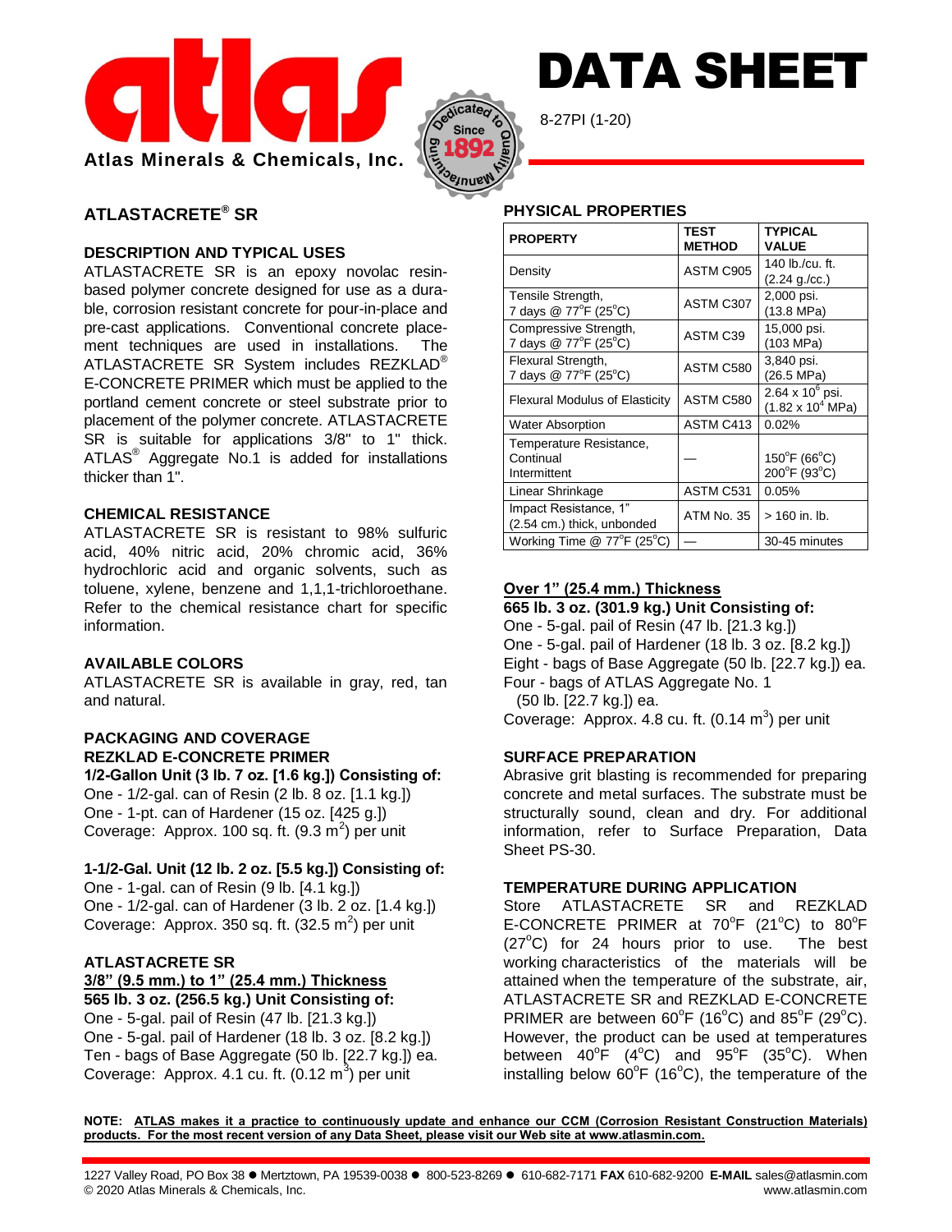Atlas Minerals & Chemicals, Inc.

# DATA SHEET

8-27PI (1-20)

## ATLASTACRETE® SR

### DESCRIPTION AND TYPICAL USES

ATLASTACRETE SR is an epoxy novolac resin-based polymer concrete designed for use as a durable, corrosion resistant concrete for pour-in-place and pre-cast applications. Conventional concrete placement techniques are used in installations. The ATLASTACRETE SR System includes REZKLAD® E-CONCRETE PRIMER which must be applied to the portland cement concrete or steel substrate prior to placement of the polymer concrete. ATLASTACRETE SR is suitable for applications 3/8" to 1" thick. ATLAS® Aggregate No.1 is added for installations thicker than 1".

### CHEMICAL RESISTANCE

ATLASTACRETE SR is resistant to 98% sulfuric acid, 40% nitric acid, 20% chromic acid, 36% hydrochloric acid and organic solvents, such as toluene, xylene, benzene and 1,1,1-trichloroethane. Refer to the chemical resistance chart for specific information.

### AVAILABLE COLORS

ATLASTACRETE SR is available in gray, red, tan and natural.

### PACKAGING AND COVERAGE

#### REZKLAD E-CONCRETE PRIMER

**1/2-Gallon Unit (3 lb. 7 oz. [1.6 kg.]) Consisting of:**
One - 1/2-gal. can of Resin (2 lb. 8 oz. [1.1 kg.])
One - 1-pt. can of Hardener (15 oz. [425 g.])
Coverage: Approx. 100 sq. ft. (9.3 m$^2$) per unit

**1-1/2-Gal. Unit (12 lb. 2 oz. [5.5 kg.]) Consisting of:**
One - 1-gal. can of Resin (9 lb. [4.1 kg.])
One - 1/2-gal. can of Hardener (3 lb. 2 oz. [1.4 kg.])
Coverage: Approx. 350 sq. ft. (32.5 m$^2$) per unit

#### ATLASTACRETE SR

**3/8" (9.5 mm.) to 1" (25.4 mm.) Thickness**
**565 lb. 3 oz. (256.5 kg.) Unit Consisting of:**
One - 5-gal. pail of Resin (47 lb. [21.3 kg.])
One - 5-gal. pail of Hardener (18 lb. 3 oz. [8.2 kg.])
Ten - bags of Base Aggregate (50 lb. [22.7 kg.]) ea.
Coverage: Approx. 4.1 cu. ft. (0.12 m$^3$) per unit

### PHYSICAL PROPERTIES

| PROPERTY | TEST METHOD | TYPICAL VALUE |
|---|---|---|
| Density | ASTM C905 | 140 lb./cu. ft. (2.24 g./cc.) |
| Tensile Strength, 7 days @ 77°F (25°C) | ASTM C307 | 2,000 psi. (13.8 MPa) |
| Compressive Strength, 7 days @ 77°F (25°C) | ASTM C39 | 15,000 psi. (103 MPa) |
| Flexural Strength, 7 days @ 77°F (25°C) | ASTM C580 | 3,840 psi. (26.5 MPa) |
| Flexural Modulus of Elasticity | ASTM C580 | $2.64 \times 10^6$ psi. ($1.82 \times 10^4$ MPa) |
| Water Absorption | ASTM C413 | 0.02% |
| Temperature Resistance, Continual / Intermittent | — | 150°F (66°C) / 200°F (93°C) |
| Linear Shrinkage | ASTM C531 | 0.05% |
| Impact Resistance, 1" (2.54 cm.) thick, unbonded | ATM No. 35 | > 160 in. lb. |
| Working Time @ 77°F (25°C) | — | 30-45 minutes |

**Over 1" (25.4 mm.) Thickness**
**665 lb. 3 oz. (301.9 kg.) Unit Consisting of:**
One - 5-gal. pail of Resin (47 lb. [21.3 kg.])
One - 5-gal. pail of Hardener (18 lb. 3 oz. [8.2 kg.])
Eight - bags of Base Aggregate (50 lb. [22.7 kg.]) ea.
Four - bags of ATLAS Aggregate No. 1 (50 lb. [22.7 kg.]) ea.
Coverage: Approx. 4.8 cu. ft. (0.14 m$^3$) per unit

### SURFACE PREPARATION

Abrasive grit blasting is recommended for preparing concrete and metal surfaces. The substrate must be structurally sound, clean and dry. For additional information, refer to Surface Preparation, Data Sheet PS-30.

### TEMPERATURE DURING APPLICATION

Store ATLASTACRETE SR and REZKLAD E-CONCRETE PRIMER at 70°F (21°C) to 80°F (27°C) for 24 hours prior to use. The best working characteristics of the materials will be attained when the temperature of the substrate, air, ATLASTACRETE SR and REZKLAD E-CONCRETE PRIMER are between 60°F (16°C) and 85°F (29°C). However, the product can be used at temperatures between 40°F (4°C) and 95°F (35°C). When installing below 60°F (16°C), the temperature of the

**NOTE: ATLAS makes it a practice to continuously update and enhance our CCM (Corrosion Resistant Construction Materials) products. For the most recent version of any Data Sheet, please visit our Web site at www.atlasmin.com.**

1227 Valley Road, PO Box 38 ● Mertztown, PA 19539-0038 ● 800-523-8269 ● 610-682-7171 **FAX** 610-682-9200 **E-MAIL** sales@atlasmin.com
© 2020 Atlas Minerals & Chemicals, Inc. www.atlasmin.com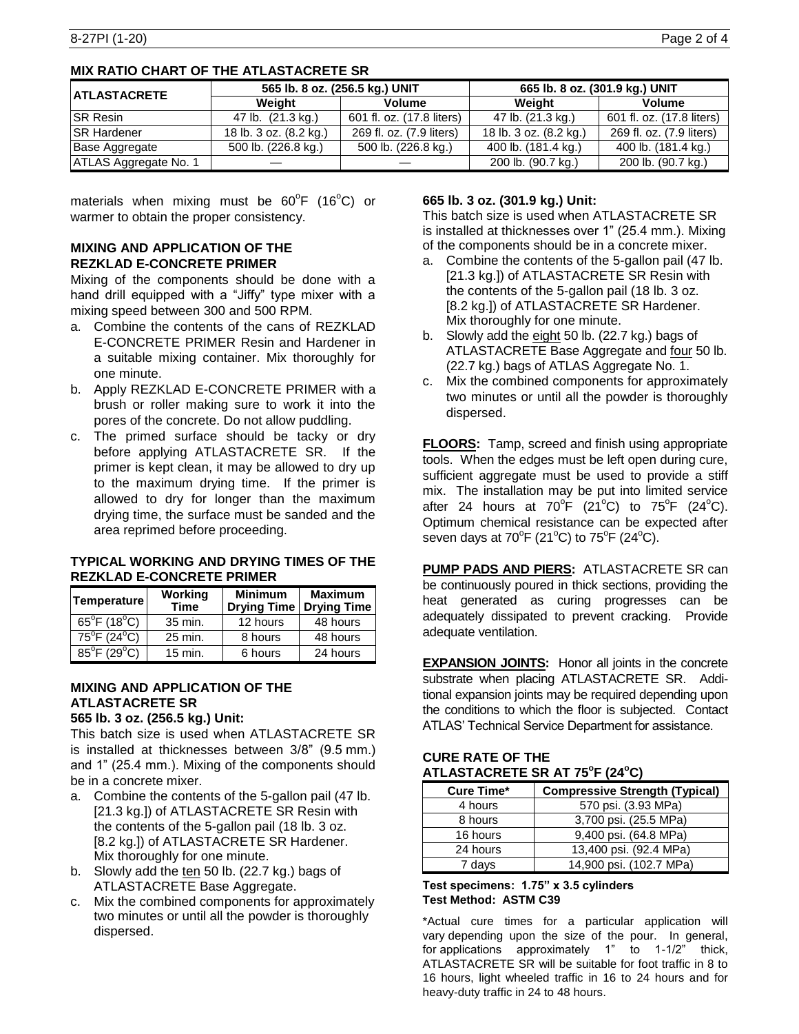## MIX RATIO CHART OF THE ATLASTACRETE SR

| ATLASTACRETE | 565 lb. 8 oz. (256.5 kg.) UNIT | | 665 lb. 8 oz. (301.9 kg.) UNIT | |
|---|---|---|---|---|
| | Weight | Volume | Weight | Volume |
| SR Resin | 47 lb. (21.3 kg.) | 601 fl. oz. (17.8 liters) | 47 lb. (21.3 kg.) | 601 fl. oz. (17.8 liters) |
| SR Hardener | 18 lb. 3 oz. (8.2 kg.) | 269 fl. oz. (7.9 liters) | 18 lb. 3 oz. (8.2 kg.) | 269 fl. oz. (7.9 liters) |
| Base Aggregate | 500 lb. (226.8 kg.) | 500 lb. (226.8 kg.) | 400 lb. (181.4 kg.) | 400 lb. (181.4 kg.) |
| ATLAS Aggregate No. 1 | — | — | 200 lb. (90.7 kg.) | 200 lb. (90.7 kg.) |

materials when mixing must be 60°F (16°C) or warmer to obtain the proper consistency.

### MIXING AND APPLICATION OF THE REZKLAD E-CONCRETE PRIMER

Mixing of the components should be done with a hand drill equipped with a "Jiffy" type mixer with a mixing speed between 300 and 500 RPM.

a. Combine the contents of the cans of REZKLAD E-CONCRETE PRIMER Resin and Hardener in a suitable mixing container. Mix thoroughly for one minute.
b. Apply REZKLAD E-CONCRETE PRIMER with a brush or roller making sure to work it into the pores of the concrete. Do not allow puddling.
c. The primed surface should be tacky or dry before applying ATLASTACRETE SR. If the primer is kept clean, it may be allowed to dry up to the maximum drying time. If the primer is allowed to dry for longer than the maximum drying time, the surface must be sanded and the area reprimed before proceeding.

### TYPICAL WORKING AND DRYING TIMES OF THE REZKLAD E-CONCRETE PRIMER

| Temperature | Working Time | Minimum Drying Time | Maximum Drying Time |
|---|---|---|---|
| 65°F (18°C) | 35 min. | 12 hours | 48 hours |
| 75°F (24°C) | 25 min. | 8 hours | 48 hours |
| 85°F (29°C) | 15 min. | 6 hours | 24 hours |

### MIXING AND APPLICATION OF THE ATLASTACRETE SR

**565 lb. 3 oz. (256.5 kg.) Unit:**

This batch size is used when ATLASTACRETE SR is installed at thicknesses between 3/8" (9.5 mm.) and 1" (25.4 mm.). Mixing of the components should be in a concrete mixer.

a. Combine the contents of the 5-gallon pail (47 lb. [21.3 kg.]) of ATLASTACRETE SR Resin with the contents of the 5-gallon pail (18 lb. 3 oz. [8.2 kg.]) of ATLASTACRETE SR Hardener. Mix thoroughly for one minute.
b. Slowly add the ten 50 lb. (22.7 kg.) bags of ATLASTACRETE Base Aggregate.
c. Mix the combined components for approximately two minutes or until all the powder is thoroughly dispersed.

**665 lb. 3 oz. (301.9 kg.) Unit:**

This batch size is used when ATLASTACRETE SR is installed at thicknesses over 1" (25.4 mm.). Mixing of the components should be in a concrete mixer.

a. Combine the contents of the 5-gallon pail (47 lb. [21.3 kg.]) of ATLASTACRETE SR Resin with the contents of the 5-gallon pail (18 lb. 3 oz. [8.2 kg.]) of ATLASTACRETE SR Hardener. Mix thoroughly for one minute.
b. Slowly add the eight 50 lb. (22.7 kg.) bags of ATLASTACRETE Base Aggregate and four 50 lb. (22.7 kg.) bags of ATLAS Aggregate No. 1.
c. Mix the combined components for approximately two minutes or until all the powder is thoroughly dispersed.

**FLOORS:** Tamp, screed and finish using appropriate tools. When the edges must be left open during cure, sufficient aggregate must be used to provide a stiff mix. The installation may be put into limited service after 24 hours at 70°F (21°C) to 75°F (24°C). Optimum chemical resistance can be expected after seven days at 70°F (21°C) to 75°F (24°C).

**PUMP PADS AND PIERS:** ATLASTACRETE SR can be continuously poured in thick sections, providing the heat generated as curing progresses can be adequately dissipated to prevent cracking. Provide adequate ventilation.

**EXPANSION JOINTS:** Honor all joints in the concrete substrate when placing ATLASTACRETE SR. Additional expansion joints may be required depending upon the conditions to which the floor is subjected. Contact ATLAS' Technical Service Department for assistance.

### CURE RATE OF THE ATLASTACRETE SR AT 75°F (24°C)

| Cure Time* | Compressive Strength (Typical) |
|---|---|
| 4 hours | 570 psi. (3.93 MPa) |
| 8 hours | 3,700 psi. (25.5 MPa) |
| 16 hours | 9,400 psi. (64.8 MPa) |
| 24 hours | 13,400 psi. (92.4 MPa) |
| 7 days | 14,900 psi. (102.7 MPa) |

**Test specimens: 1.75" x 3.5 cylinders**
**Test Method: ASTM C39**

*Actual cure times for a particular application will vary depending upon the size of the pour. In general, for applications approximately 1" to 1-1/2" thick, ATLASTACRETE SR will be suitable for foot traffic in 8 to 16 hours, light wheeled traffic in 16 to 24 hours and for heavy-duty traffic in 24 to 48 hours.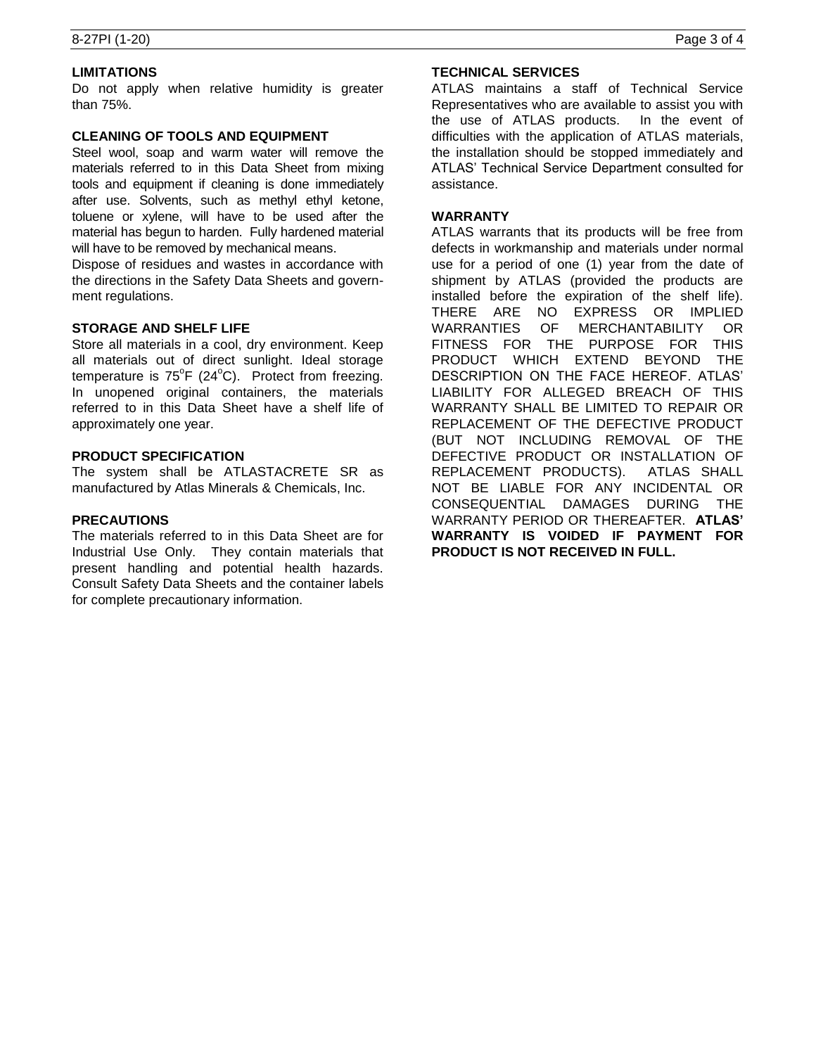## LIMITATIONS

Do not apply when relative humidity is greater than 75%.

## CLEANING OF TOOLS AND EQUIPMENT

Steel wool, soap and warm water will remove the materials referred to in this Data Sheet from mixing tools and equipment if cleaning is done immediately after use. Solvents, such as methyl ethyl ketone, toluene or xylene, will have to be used after the material has begun to harden. Fully hardened material will have to be removed by mechanical means.

Dispose of residues and wastes in accordance with the directions in the Safety Data Sheets and government regulations.

## STORAGE AND SHELF LIFE

Store all materials in a cool, dry environment. Keep all materials out of direct sunlight. Ideal storage temperature is 75°F (24°C). Protect from freezing. In unopened original containers, the materials referred to in this Data Sheet have a shelf life of approximately one year.

## PRODUCT SPECIFICATION

The system shall be ATLASTACRETE SR as manufactured by Atlas Minerals & Chemicals, Inc.

## PRECAUTIONS

The materials referred to in this Data Sheet are for Industrial Use Only. They contain materials that present handling and potential health hazards. Consult Safety Data Sheets and the container labels for complete precautionary information.

## TECHNICAL SERVICES

ATLAS maintains a staff of Technical Service Representatives who are available to assist you with the use of ATLAS products. In the event of difficulties with the application of ATLAS materials, the installation should be stopped immediately and ATLAS' Technical Service Department consulted for assistance.

## WARRANTY

ATLAS warrants that its products will be free from defects in workmanship and materials under normal use for a period of one (1) year from the date of shipment by ATLAS (provided the products are installed before the expiration of the shelf life). THERE ARE NO EXPRESS OR IMPLIED WARRANTIES OF MERCHANTABILITY OR FITNESS FOR THE PURPOSE FOR THIS PRODUCT WHICH EXTEND BEYOND THE DESCRIPTION ON THE FACE HEREOF. ATLAS' LIABILITY FOR ALLEGED BREACH OF THIS WARRANTY SHALL BE LIMITED TO REPAIR OR REPLACEMENT OF THE DEFECTIVE PRODUCT (BUT NOT INCLUDING REMOVAL OF THE DEFECTIVE PRODUCT OR INSTALLATION OF REPLACEMENT PRODUCTS). ATLAS SHALL NOT BE LIABLE FOR ANY INCIDENTAL OR CONSEQUENTIAL DAMAGES DURING THE WARRANTY PERIOD OR THEREAFTER. **ATLAS' WARRANTY IS VOIDED IF PAYMENT FOR PRODUCT IS NOT RECEIVED IN FULL.**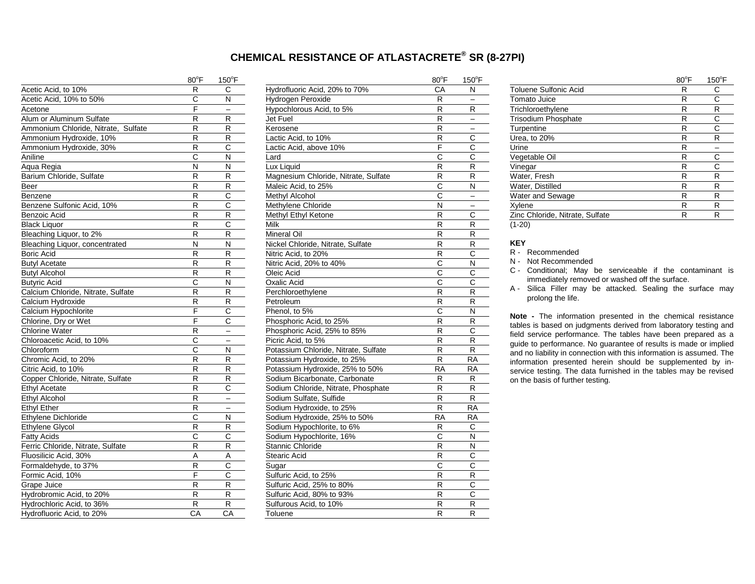# CHEMICAL RESISTANCE OF ATLASTACRETE® SR (8-27PI)

| | 80°F | 150°F |
|---|---|---|
| Acetic Acid, to 10% | R | C |
| Acetic Acid, 10% to 50% | C | N |
| Acetone | F | – |
| Alum or Aluminum Sulfate | R | R |
| Ammonium Chloride, Nitrate, Sulfate | R | R |
| Ammonium Hydroxide, 10% | R | R |
| Ammonium Hydroxide, 30% | R | C |
| Aniline | C | N |
| Aqua Regia | N | N |
| Barium Chloride, Sulfate | R | R |
| Beer | R | R |
| Benzene | R | C |
| Benzene Sulfonic Acid, 10% | R | C |
| Benzoic Acid | R | R |
| Black Liquor | R | C |
| Bleaching Liquor, to 2% | R | R |
| Bleaching Liquor, concentrated | N | N |
| Boric Acid | R | R |
| Butyl Acetate | R | R |
| Butyl Alcohol | R | R |
| Butyric Acid | C | N |
| Calcium Chloride, Nitrate, Sulfate | R | R |
| Calcium Hydroxide | R | R |
| Calcium Hypochlorite | F | C |
| Chlorine, Dry or Wet | F | C |
| Chlorine Water | R | – |
| Chloroacetic Acid, to 10% | C | – |
| Chloroform | C | N |
| Chromic Acid, to 20% | R | R |
| Citric Acid, to 10% | R | R |
| Copper Chloride, Nitrate, Sulfate | R | R |
| Ethyl Acetate | R | C |
| Ethyl Alcohol | R | – |
| Ethyl Ether | R | – |
| Ethylene Dichloride | C | N |
| Ethylene Glycol | R | R |
| Fatty Acids | C | C |
| Ferric Chloride, Nitrate, Sulfate | R | R |
| Fluosilicic Acid, 30% | A | A |
| Formaldehyde, to 37% | R | C |
| Formic Acid, 10% | F | C |
| Grape Juice | R | R |
| Hydrobromic Acid, to 20% | R | R |
| Hydrochloric Acid, to 36% | R | R |
| Hydrofluoric Acid, to 20% | CA | CA |

| | 80°F | 150°F |
|---|---|---|
| Hydrofluoric Acid, 20% to 70% | CA | N |
| Hydrogen Peroxide | R | – |
| Hypochlorous Acid, to 5% | R | R |
| Jet Fuel | R | – |
| Kerosene | R | – |
| Lactic Acid, to 10% | R | C |
| Lactic Acid, above 10% | F | C |
| Lard | C | C |
| Lux Liquid | R | R |
| Magnesium Chloride, Nitrate, Sulfate | R | R |
| Maleic Acid, to 25% | C | N |
| Methyl Alcohol | C | – |
| Methylene Chloride | N | – |
| Methyl Ethyl Ketone | R | C |
| Milk | R | R |
| Mineral Oil | R | R |
| Nickel Chloride, Nitrate, Sulfate | R | R |
| Nitric Acid, to 20% | R | C |
| Nitric Acid, 20% to 40% | C | N |
| Oleic Acid | C | C |
| Oxalic Acid | C | C |
| Perchloroethylene | R | R |
| Petroleum | R | R |
| Phenol, to 5% | C | N |
| Phosphoric Acid, to 25% | R | R |
| Phosphoric Acid, 25% to 85% | R | C |
| Picric Acid, to 5% | R | R |
| Potassium Chloride, Nitrate, Sulfate | R | R |
| Potassium Hydroxide, to 25% | R | RA |
| Potassium Hydroxide, 25% to 50% | RA | RA |
| Sodium Bicarbonate, Carbonate | R | R |
| Sodium Chloride, Nitrate, Phosphate | R | R |
| Sodium Sulfate, Sulfide | R | R |
| Sodium Hydroxide, to 25% | R | RA |
| Sodium Hydroxide, 25% to 50% | RA | RA |
| Sodium Hypochlorite, to 6% | R | C |
| Sodium Hypochlorite, 16% | C | N |
| Stannic Chloride | R | N |
| Stearic Acid | R | C |
| Sugar | C | C |
| Sulfuric Acid, to 25% | R | R |
| Sulfuric Acid, 25% to 80% | R | C |
| Sulfuric Acid, 80% to 93% | R | C |
| Sulfurous Acid, to 10% | R | R |
| Toluene | R | R |

| | 80°F | 150°F |
|---|---|---|
| Toluene Sulfonic Acid | R | C |
| Tomato Juice | R | C |
| Trichloroethylene | R | R |
| Trisodium Phosphate | R | C |
| Turpentine | R | C |
| Urea, to 20% | R | R |
| Urine | R | – |
| Vegetable Oil | R | C |
| Vinegar | R | C |
| Water, Fresh | R | R |
| Water, Distilled | R | R |
| Water and Sewage | R | R |
| Xylene | R | R |
| Zinc Chloride, Nitrate, Sulfate | R | R |

(1-20)

**KEY**

- R - Recommended
- N - Not Recommended
- C - Conditional; May be serviceable if the contaminant is immediately removed or washed off the surface.
- A - Silica Filler may be attacked. Sealing the surface may prolong the life.

**Note -** The information presented in the chemical resistance tables is based on judgments derived from laboratory testing and field service performance. The tables have been prepared as a guide to performance. No guarantee of results is made or implied and no liability in connection with this information is assumed. The information presented herein should be supplemented by in-service testing. The data furnished in the tables may be revised on the basis of further testing.